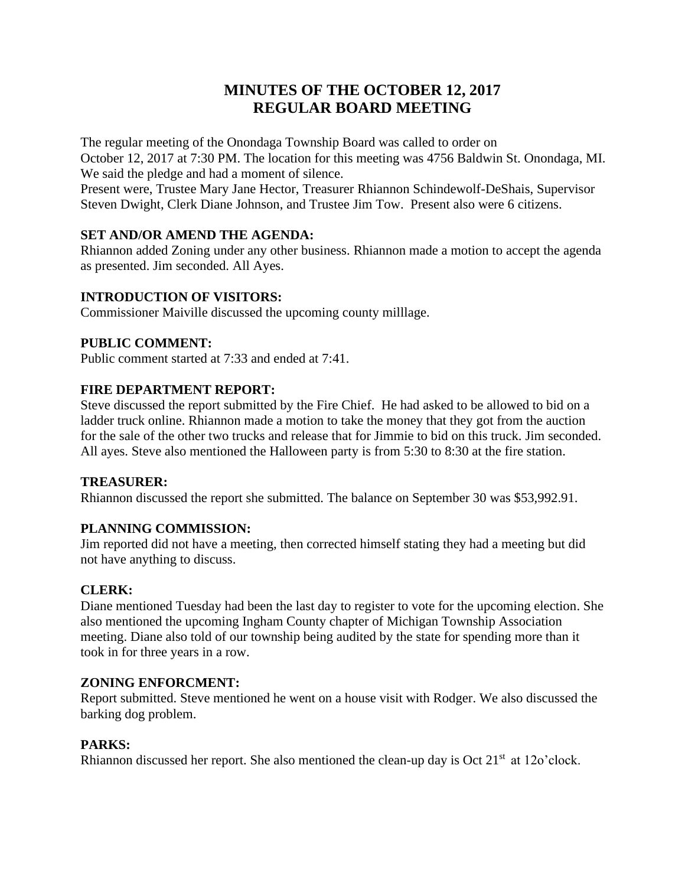# MINUTES OF THE OCTOBER 12, 2017
# REGULAR BOARD MEETING

The regular meeting of the Onondaga Township Board was called to order on October 12, 2017 at 7:30 PM. The location for this meeting was 4756 Baldwin St. Onondaga, MI. We said the pledge and had a moment of silence.
Present were, Trustee Mary Jane Hector, Treasurer Rhiannon Schindewolf-DeShais, Supervisor Steven Dwight, Clerk Diane Johnson, and Trustee Jim Tow. Present also were 6 citizens.

**SET AND/OR AMEND THE AGENDA:**
Rhiannon added Zoning under any other business. Rhiannon made a motion to accept the agenda as presented. Jim seconded. All Ayes.

**INTRODUCTION OF VISITORS:**
Commissioner Maiville discussed the upcoming county milllage.

**PUBLIC COMMENT:**
Public comment started at 7:33 and ended at 7:41.

**FIRE DEPARTMENT REPORT:**
Steve discussed the report submitted by the Fire Chief. He had asked to be allowed to bid on a ladder truck online. Rhiannon made a motion to take the money that they got from the auction for the sale of the other two trucks and release that for Jimmie to bid on this truck. Jim seconded. All ayes. Steve also mentioned the Halloween party is from 5:30 to 8:30 at the fire station.

**TREASURER:**
Rhiannon discussed the report she submitted. The balance on September 30 was $53,992.91.

**PLANNING COMMISSION:**
Jim reported did not have a meeting, then corrected himself stating they had a meeting but did not have anything to discuss.

**CLERK:**
Diane mentioned Tuesday had been the last day to register to vote for the upcoming election. She also mentioned the upcoming Ingham County chapter of Michigan Township Association meeting. Diane also told of our township being audited by the state for spending more than it took in for three years in a row.

**ZONING ENFORCMENT:**
Report submitted. Steve mentioned he went on a house visit with Rodger. We also discussed the barking dog problem.

**PARKS:**
Rhiannon discussed her report. She also mentioned the clean-up day is Oct 21st at 12o'clock.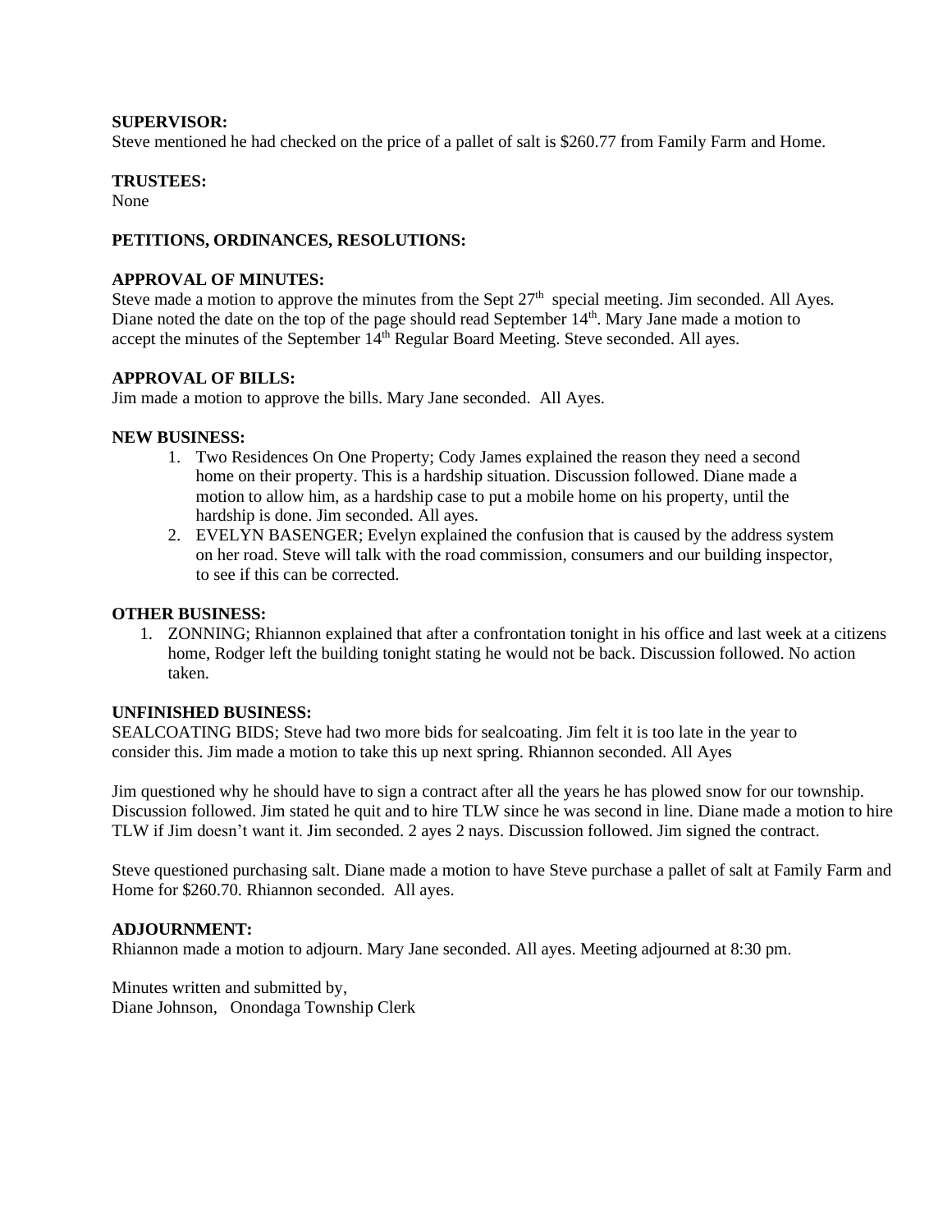**SUPERVISOR:**
Steve mentioned he had checked on the price of a pallet of salt is $260.77 from Family Farm and Home.

**TRUSTEES:**
None

**PETITIONS, ORDINANCES, RESOLUTIONS:**

**APPROVAL OF MINUTES:**
Steve made a motion to approve the minutes from the Sept 27th special meeting. Jim seconded. All Ayes. Diane noted the date on the top of the page should read September 14th. Mary Jane made a motion to accept the minutes of the September 14th Regular Board Meeting. Steve seconded. All ayes.

**APPROVAL OF BILLS:**
Jim made a motion to approve the bills. Mary Jane seconded. All Ayes.

**NEW BUSINESS:**

1. Two Residences On One Property; Cody James explained the reason they need a second home on their property. This is a hardship situation. Discussion followed. Diane made a motion to allow him, as a hardship case to put a mobile home on his property, until the hardship is done. Jim seconded. All ayes.
2. EVELYN BASENGER; Evelyn explained the confusion that is caused by the address system on her road. Steve will talk with the road commission, consumers and our building inspector, to see if this can be corrected.

**OTHER BUSINESS:**

1. ZONNING; Rhiannon explained that after a confrontation tonight in his office and last week at a citizens home, Rodger left the building tonight stating he would not be back. Discussion followed. No action taken.

**UNFINISHED BUSINESS:**
SEALCOATING BIDS; Steve had two more bids for sealcoating. Jim felt it is too late in the year to consider this. Jim made a motion to take this up next spring. Rhiannon seconded. All Ayes

Jim questioned why he should have to sign a contract after all the years he has plowed snow for our township. Discussion followed. Jim stated he quit and to hire TLW since he was second in line. Diane made a motion to hire TLW if Jim doesn't want it. Jim seconded. 2 ayes 2 nays. Discussion followed. Jim signed the contract.

Steve questioned purchasing salt. Diane made a motion to have Steve purchase a pallet of salt at Family Farm and Home for $260.70. Rhiannon seconded. All ayes.

**ADJOURNMENT:**
Rhiannon made a motion to adjourn. Mary Jane seconded. All ayes. Meeting adjourned at 8:30 pm.

Minutes written and submitted by,
Diane Johnson, Onondaga Township Clerk